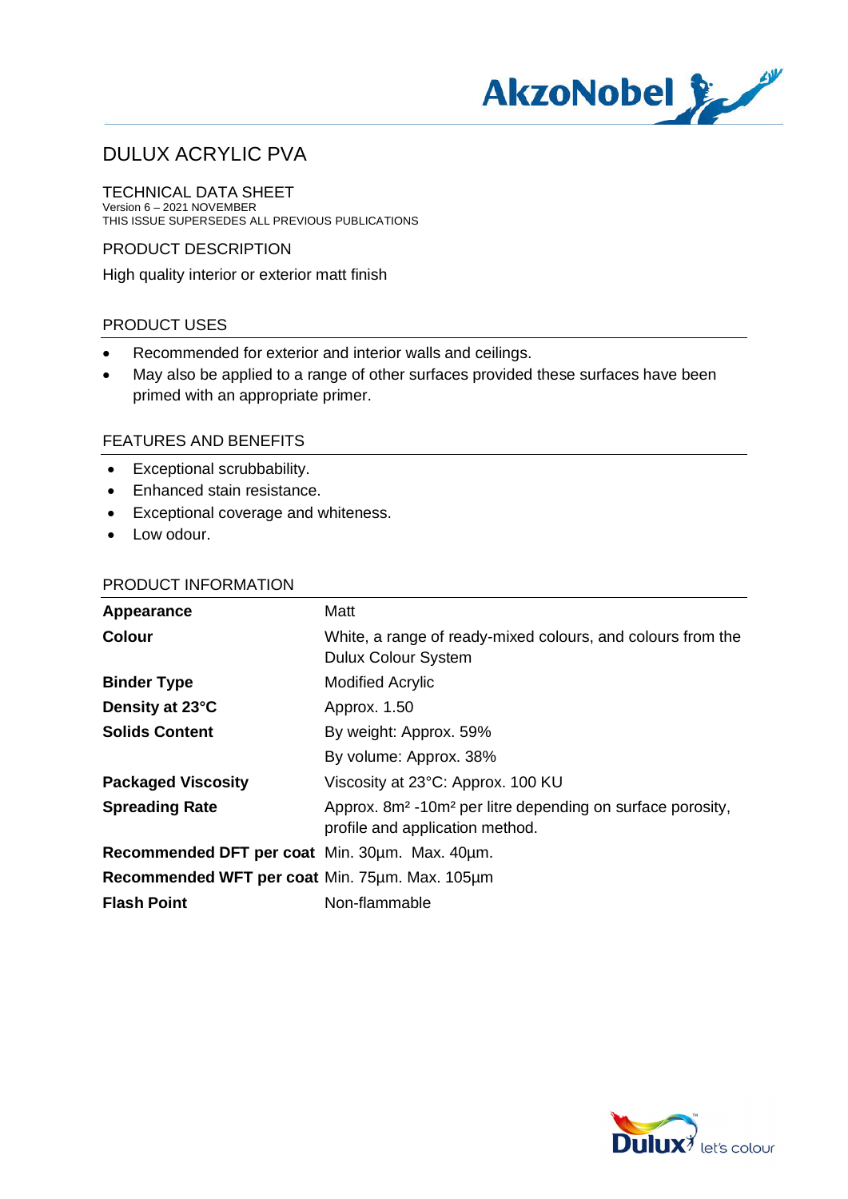# DULUX ACRYLIC PVA

TECHNICAL DATA SHEET
Version 6 – 2021 NOVEMBER
THIS ISSUE SUPERSEDES ALL PREVIOUS PUBLICATIONS

## PRODUCT DESCRIPTION

High quality interior or exterior matt finish

## PRODUCT USES

- Recommended for exterior and interior walls and ceilings.
- May also be applied to a range of other surfaces provided these surfaces have been primed with an appropriate primer.

## FEATURES AND BENEFITS

- Exceptional scrubbability.
- Enhanced stain resistance.
- Exceptional coverage and whiteness.
- Low odour.

## PRODUCT INFORMATION

| | |
|---|---|
| **Appearance** | Matt |
| **Colour** | White, a range of ready-mixed colours, and colours from the Dulux Colour System |
| **Binder Type** | Modified Acrylic |
| **Density at 23°C** | Approx. 1.50 |
| **Solids Content** | By weight: Approx. 59% |
| | By volume: Approx. 38% |
| **Packaged Viscosity** | Viscosity at 23°C: Approx. 100 KU |
| **Spreading Rate** | Approx. 8m² -10m² per litre depending on surface porosity, profile and application method. |
| **Recommended DFT per coat** | Min. 30µm. Max. 40µm. |
| **Recommended WFT per coat** | Min. 75µm. Max. 105µm |
| **Flash Point** | Non-flammable |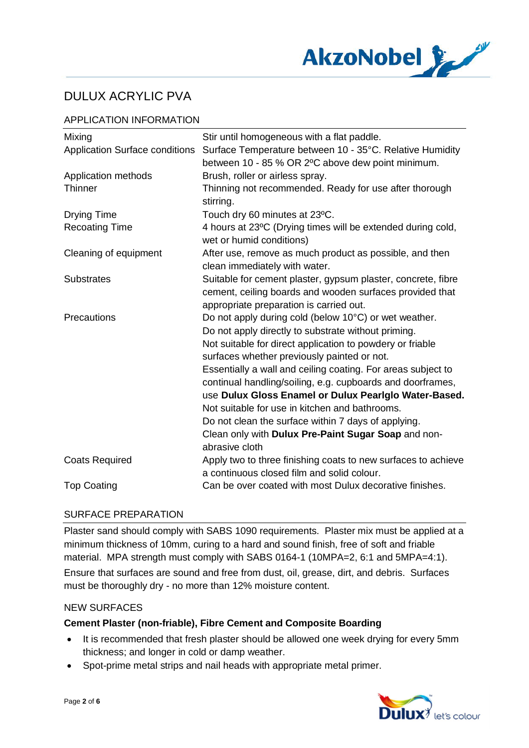# DULUX ACRYLIC PVA

## APPLICATION INFORMATION

| | |
|---|---|
| Mixing | Stir until homogeneous with a flat paddle. |
| Application Surface conditions | Surface Temperature between 10 - 35°C. Relative Humidity between 10 - 85 % OR 2ºC above dew point minimum. |
| Application methods | Brush, roller or airless spray. |
| Thinner | Thinning not recommended. Ready for use after thorough stirring. |
| Drying Time | Touch dry 60 minutes at 23ºC. |
| Recoating Time | 4 hours at 23ºC (Drying times will be extended during cold, wet or humid conditions) |
| Cleaning of equipment | After use, remove as much product as possible, and then clean immediately with water. |
| Substrates | Suitable for cement plaster, gypsum plaster, concrete, fibre cement, ceiling boards and wooden surfaces provided that appropriate preparation is carried out. |
| Precautions | Do not apply during cold (below 10°C) or wet weather. Do not apply directly to substrate without priming. Not suitable for direct application to powdery or friable surfaces whether previously painted or not. Essentially a wall and ceiling coating. For areas subject to continual handling/soiling, e.g. cupboards and doorframes, use **Dulux Gloss Enamel or Dulux Pearlglo Water-Based.** Not suitable for use in kitchen and bathrooms. Do not clean the surface within 7 days of applying. Clean only with **Dulux Pre-Paint Sugar Soap** and non-abrasive cloth |
| Coats Required | Apply two to three finishing coats to new surfaces to achieve a continuous closed film and solid colour. |
| Top Coating | Can be over coated with most Dulux decorative finishes. |

## SURFACE PREPARATION

Plaster sand should comply with SABS 1090 requirements. Plaster mix must be applied at a minimum thickness of 10mm, curing to a hard and sound finish, free of soft and friable material. MPA strength must comply with SABS 0164-1 (10MPA=2, 6:1 and 5MPA=4:1).

Ensure that surfaces are sound and free from dust, oil, grease, dirt, and debris. Surfaces must be thoroughly dry - no more than 12% moisture content.

### NEW SURFACES

**Cement Plaster (non-friable), Fibre Cement and Composite Boarding**

- It is recommended that fresh plaster should be allowed one week drying for every 5mm thickness; and longer in cold or damp weather.
- Spot-prime metal strips and nail heads with appropriate metal primer.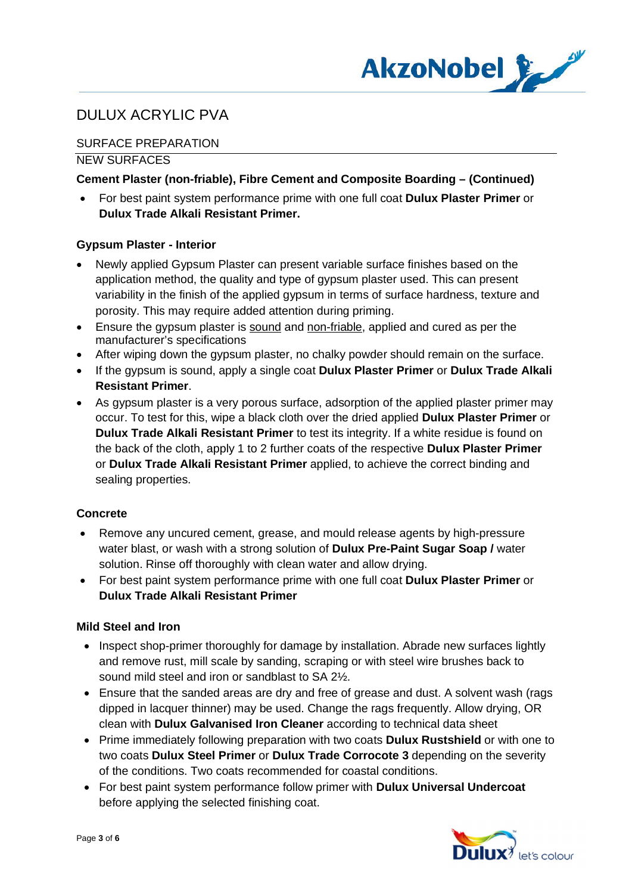# DULUX ACRYLIC PVA

## SURFACE PREPARATION

### NEW SURFACES

**Cement Plaster (non-friable), Fibre Cement and Composite Boarding – (Continued)**

- For best paint system performance prime with one full coat **Dulux Plaster Primer** or **Dulux Trade Alkali Resistant Primer.**

**Gypsum Plaster - Interior**

- Newly applied Gypsum Plaster can present variable surface finishes based on the application method, the quality and type of gypsum plaster used. This can present variability in the finish of the applied gypsum in terms of surface hardness, texture and porosity. This may require added attention during priming.
- Ensure the gypsum plaster is <u>sound</u> and <u>non-friable</u>, applied and cured as per the manufacturer's specifications
- After wiping down the gypsum plaster, no chalky powder should remain on the surface.
- If the gypsum is sound, apply a single coat **Dulux Plaster Primer** or **Dulux Trade Alkali Resistant Primer**.
- As gypsum plaster is a very porous surface, adsorption of the applied plaster primer may occur. To test for this, wipe a black cloth over the dried applied **Dulux Plaster Primer** or **Dulux Trade Alkali Resistant Primer** to test its integrity. If a white residue is found on the back of the cloth, apply 1 to 2 further coats of the respective **Dulux Plaster Primer** or **Dulux Trade Alkali Resistant Primer** applied, to achieve the correct binding and sealing properties.

**Concrete**

- Remove any uncured cement, grease, and mould release agents by high-pressure water blast, or wash with a strong solution of **Dulux Pre-Paint Sugar Soap /** water solution. Rinse off thoroughly with clean water and allow drying.
- For best paint system performance prime with one full coat **Dulux Plaster Primer** or **Dulux Trade Alkali Resistant Primer**

**Mild Steel and Iron**

- Inspect shop-primer thoroughly for damage by installation. Abrade new surfaces lightly and remove rust, mill scale by sanding, scraping or with steel wire brushes back to sound mild steel and iron or sandblast to SA 2½.
- Ensure that the sanded areas are dry and free of grease and dust. A solvent wash (rags dipped in lacquer thinner) may be used. Change the rags frequently. Allow drying, OR clean with **Dulux Galvanised Iron Cleaner** according to technical data sheet
- Prime immediately following preparation with two coats **Dulux Rustshield** or with one to two coats **Dulux Steel Primer** or **Dulux Trade Corrocote 3** depending on the severity of the conditions. Two coats recommended for coastal conditions.
- For best paint system performance follow primer with **Dulux Universal Undercoat** before applying the selected finishing coat.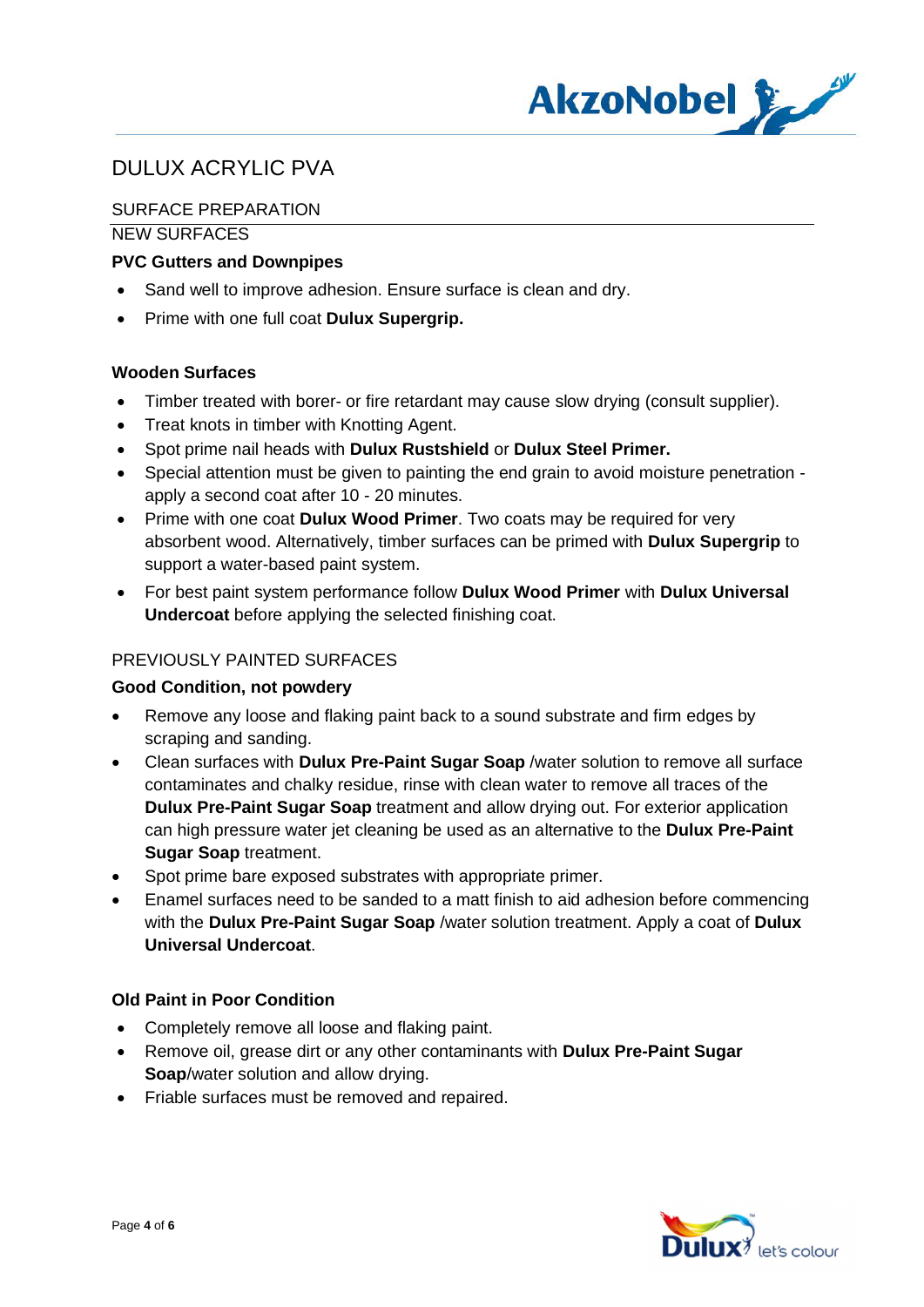# DULUX ACRYLIC PVA

## SURFACE PREPARATION

### NEW SURFACES

**PVC Gutters and Downpipes**

- Sand well to improve adhesion. Ensure surface is clean and dry.
- Prime with one full coat **Dulux Supergrip.**

**Wooden Surfaces**

- Timber treated with borer- or fire retardant may cause slow drying (consult supplier).
- Treat knots in timber with Knotting Agent.
- Spot prime nail heads with **Dulux Rustshield** or **Dulux Steel Primer.**
- Special attention must be given to painting the end grain to avoid moisture penetration - apply a second coat after 10 - 20 minutes.
- Prime with one coat **Dulux Wood Primer**. Two coats may be required for very absorbent wood. Alternatively, timber surfaces can be primed with **Dulux Supergrip** to support a water-based paint system.
- For best paint system performance follow **Dulux Wood Primer** with **Dulux Universal Undercoat** before applying the selected finishing coat.

### PREVIOUSLY PAINTED SURFACES

**Good Condition, not powdery**

- Remove any loose and flaking paint back to a sound substrate and firm edges by scraping and sanding.
- Clean surfaces with **Dulux Pre-Paint Sugar Soap** /water solution to remove all surface contaminates and chalky residue, rinse with clean water to remove all traces of the **Dulux Pre-Paint Sugar Soap** treatment and allow drying out. For exterior application can high pressure water jet cleaning be used as an alternative to the **Dulux Pre-Paint Sugar Soap** treatment.
- Spot prime bare exposed substrates with appropriate primer.
- Enamel surfaces need to be sanded to a matt finish to aid adhesion before commencing with the **Dulux Pre-Paint Sugar Soap** /water solution treatment. Apply a coat of **Dulux Universal Undercoat**.

**Old Paint in Poor Condition**

- Completely remove all loose and flaking paint.
- Remove oil, grease dirt or any other contaminants with **Dulux Pre-Paint Sugar Soap**/water solution and allow drying.
- Friable surfaces must be removed and repaired.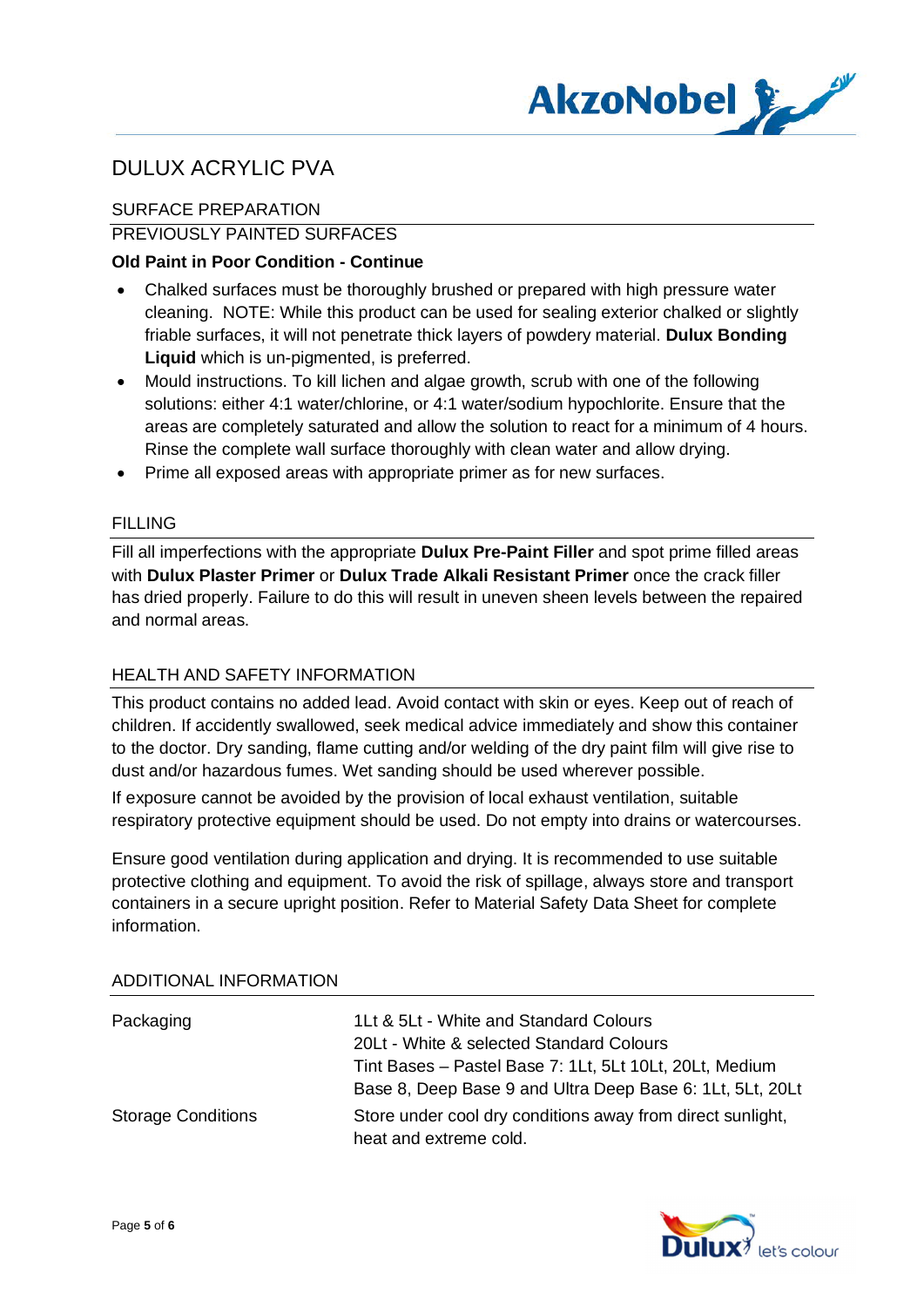# DULUX ACRYLIC PVA

## SURFACE PREPARATION

### PREVIOUSLY PAINTED SURFACES

**Old Paint in Poor Condition - Continue**

- Chalked surfaces must be thoroughly brushed or prepared with high pressure water cleaning. NOTE: While this product can be used for sealing exterior chalked or slightly friable surfaces, it will not penetrate thick layers of powdery material. **Dulux Bonding Liquid** which is un-pigmented, is preferred.
- Mould instructions. To kill lichen and algae growth, scrub with one of the following solutions: either 4:1 water/chlorine, or 4:1 water/sodium hypochlorite. Ensure that the areas are completely saturated and allow the solution to react for a minimum of 4 hours. Rinse the complete wall surface thoroughly with clean water and allow drying.
- Prime all exposed areas with appropriate primer as for new surfaces.

## FILLING

Fill all imperfections with the appropriate **Dulux Pre-Paint Filler** and spot prime filled areas with **Dulux Plaster Primer** or **Dulux Trade Alkali Resistant Primer** once the crack filler has dried properly. Failure to do this will result in uneven sheen levels between the repaired and normal areas.

## HEALTH AND SAFETY INFORMATION

This product contains no added lead. Avoid contact with skin or eyes. Keep out of reach of children. If accidently swallowed, seek medical advice immediately and show this container to the doctor. Dry sanding, flame cutting and/or welding of the dry paint film will give rise to dust and/or hazardous fumes. Wet sanding should be used wherever possible.

If exposure cannot be avoided by the provision of local exhaust ventilation, suitable respiratory protective equipment should be used. Do not empty into drains or watercourses.

Ensure good ventilation during application and drying. It is recommended to use suitable protective clothing and equipment. To avoid the risk of spillage, always store and transport containers in a secure upright position. Refer to Material Safety Data Sheet for complete information.

## ADDITIONAL INFORMATION

| | |
|---|---|
| Packaging | 1Lt & 5Lt - White and Standard Colours<br>20Lt - White & selected Standard Colours<br>Tint Bases – Pastel Base 7: 1Lt, 5Lt 10Lt, 20Lt, Medium Base 8, Deep Base 9 and Ultra Deep Base 6: 1Lt, 5Lt, 20Lt |
| Storage Conditions | Store under cool dry conditions away from direct sunlight, heat and extreme cold. |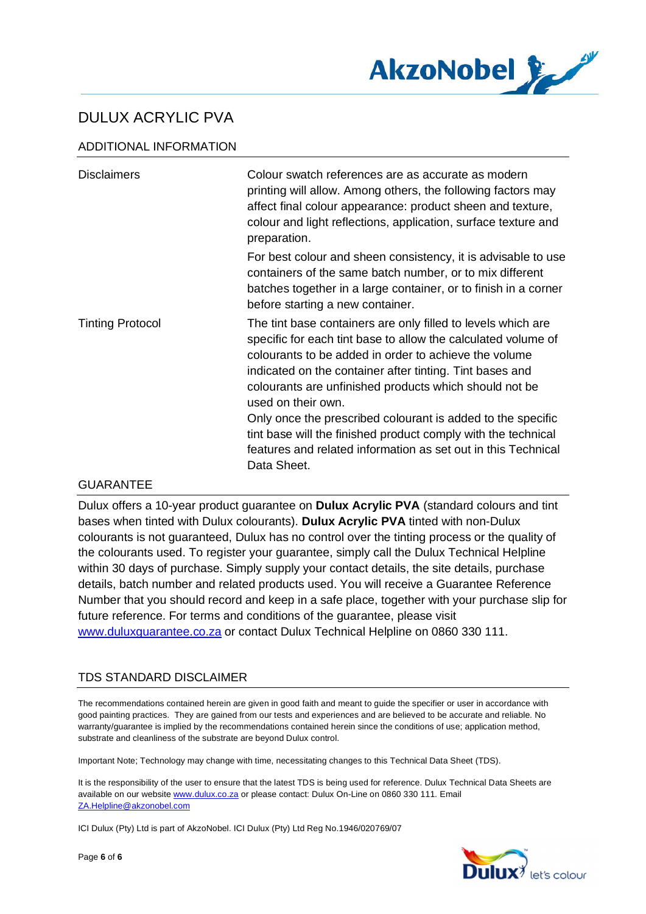# DULUX ACRYLIC PVA

## ADDITIONAL INFORMATION

| | |
|---|---|
| Disclaimers | Colour swatch references are as accurate as modern printing will allow. Among others, the following factors may affect final colour appearance: product sheen and texture, colour and light reflections, application, surface texture and preparation.<br>For best colour and sheen consistency, it is advisable to use containers of the same batch number, or to mix different batches together in a large container, or to finish in a corner before starting a new container. |
| Tinting Protocol | The tint base containers are only filled to levels which are specific for each tint base to allow the calculated volume of colourants to be added in order to achieve the volume indicated on the container after tinting. Tint bases and colourants are unfinished products which should not be used on their own.<br>Only once the prescribed colourant is added to the specific tint base will the finished product comply with the technical features and related information as set out in this Technical Data Sheet. |

## GUARANTEE

Dulux offers a 10-year product guarantee on **Dulux Acrylic PVA** (standard colours and tint bases when tinted with Dulux colourants). **Dulux Acrylic PVA** tinted with non-Dulux colourants is not guaranteed, Dulux has no control over the tinting process or the quality of the colourants used. To register your guarantee, simply call the Dulux Technical Helpline within 30 days of purchase. Simply supply your contact details, the site details, purchase details, batch number and related products used. You will receive a Guarantee Reference Number that you should record and keep in a safe place, together with your purchase slip for future reference. For terms and conditions of the guarantee, please visit www.duluxguarantee.co.za or contact Dulux Technical Helpline on 0860 330 111.

## TDS STANDARD DISCLAIMER

The recommendations contained herein are given in good faith and meant to guide the specifier or user in accordance with good painting practices. They are gained from our tests and experiences and are believed to be accurate and reliable. No warranty/guarantee is implied by the recommendations contained herein since the conditions of use; application method, substrate and cleanliness of the substrate are beyond Dulux control.

Important Note; Technology may change with time, necessitating changes to this Technical Data Sheet (TDS).

It is the responsibility of the user to ensure that the latest TDS is being used for reference. Dulux Technical Data Sheets are available on our website www.dulux.co.za or please contact: Dulux On-Line on 0860 330 111. Email ZA.Helpline@akzonobel.com

ICI Dulux (Pty) Ltd is part of AkzoNobel. ICI Dulux (Pty) Ltd Reg No.1946/020769/07